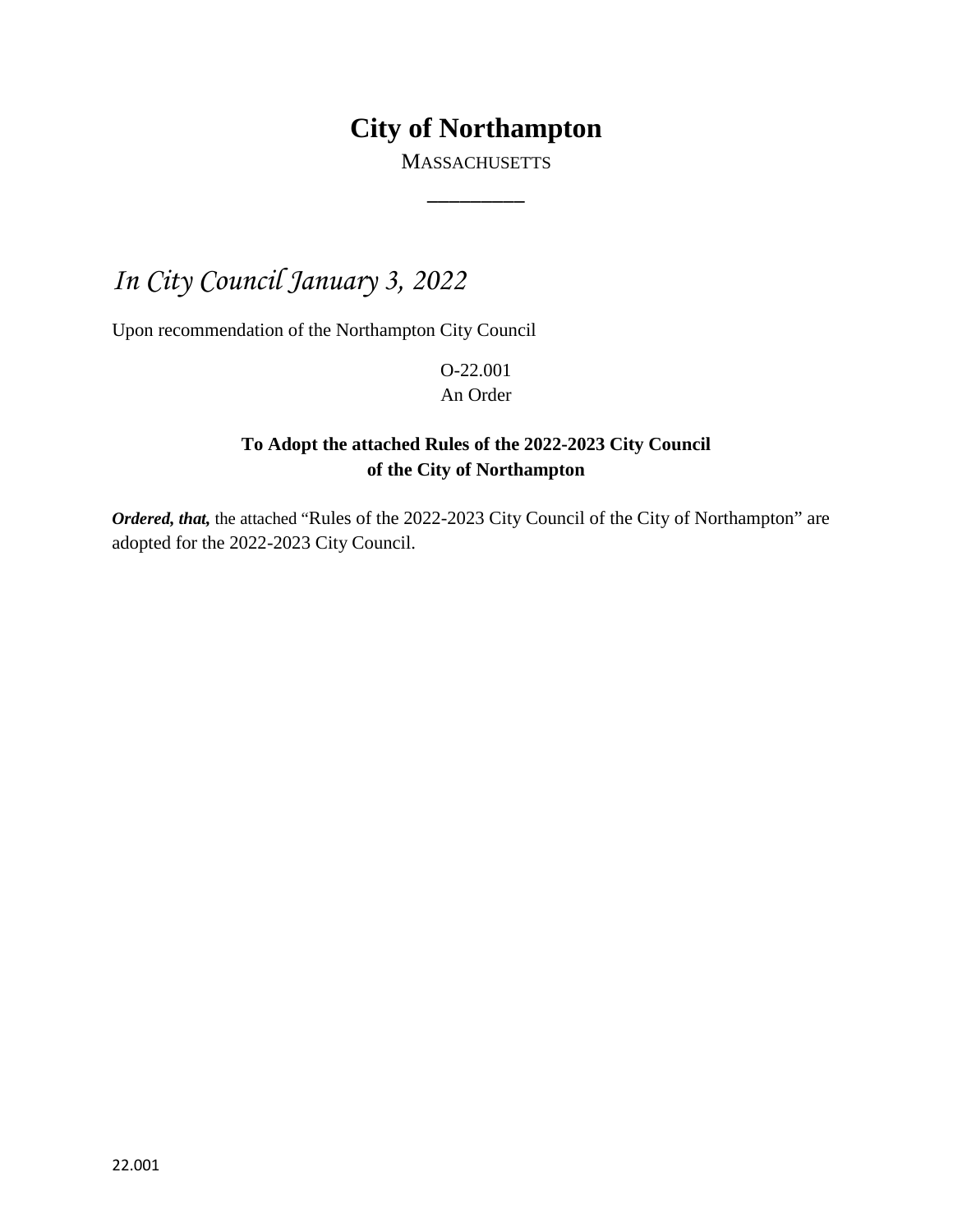# City of Northampton

MASSACHUSETTS

---

*In City Council January 3, 2022*

Upon recommendation of the Northampton City Council

O-22.001
An Order

**To Adopt the attached Rules of the 2022-2023 City Council of the City of Northampton**

***Ordered, that,*** the attached "Rules of the 2022-2023 City Council of the City of Northampton" are adopted for the 2022-2023 City Council.

22.001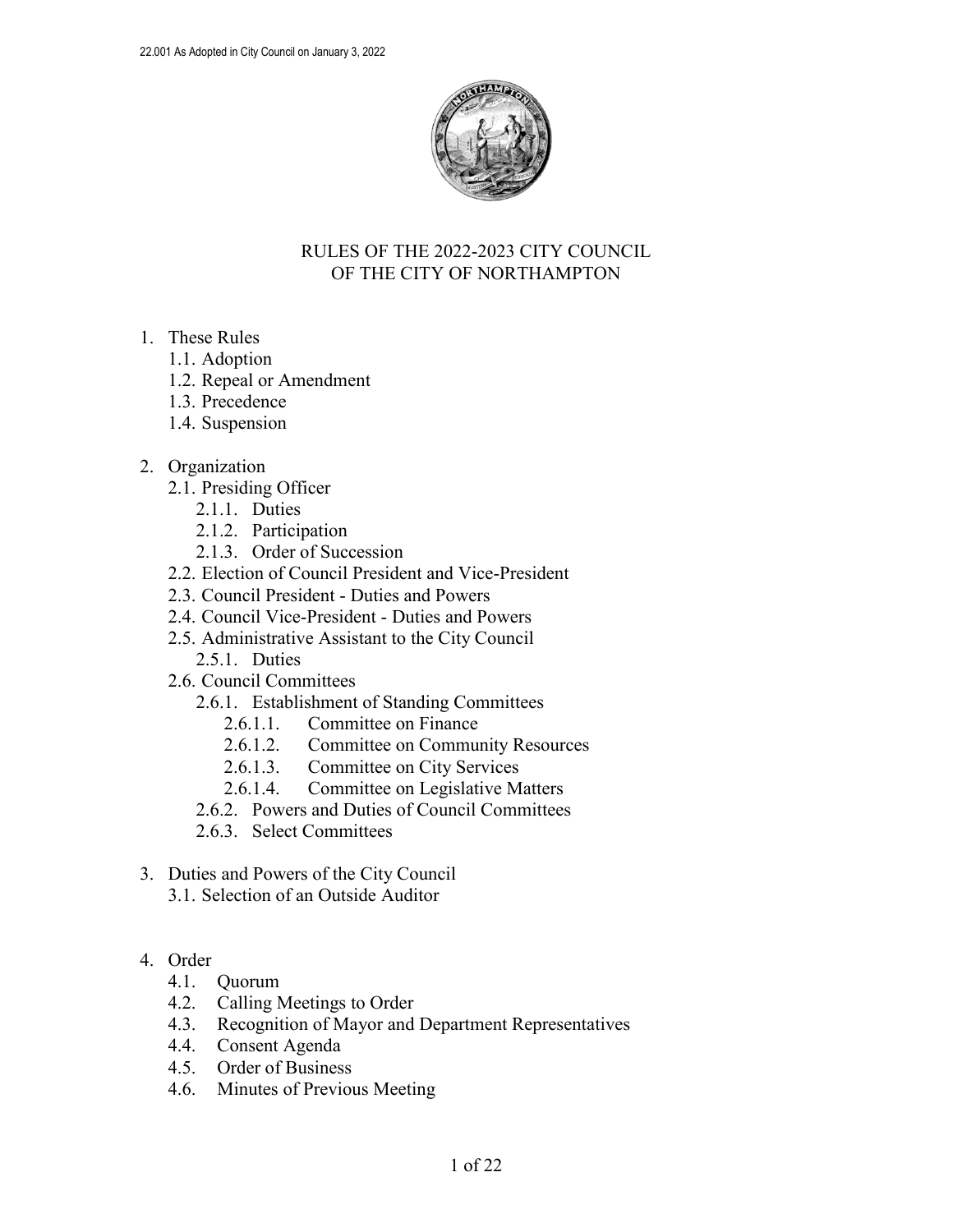# RULES OF THE 2022-2023 CITY COUNCIL OF THE CITY OF NORTHAMPTON

1. These Rules
    - 1.1. Adoption
    - 1.2. Repeal or Amendment
    - 1.3. Precedence
    - 1.4. Suspension

2. Organization
    - 2.1. Presiding Officer
        - 2.1.1. Duties
        - 2.1.2. Participation
        - 2.1.3. Order of Succession
    - 2.2. Election of Council President and Vice-President
    - 2.3. Council President - Duties and Powers
    - 2.4. Council Vice-President - Duties and Powers
    - 2.5. Administrative Assistant to the City Council
        - 2.5.1. Duties
    - 2.6. Council Committees
        - 2.6.1. Establishment of Standing Committees
            - 2.6.1.1. Committee on Finance
            - 2.6.1.2. Committee on Community Resources
            - 2.6.1.3. Committee on City Services
            - 2.6.1.4. Committee on Legislative Matters
        - 2.6.2. Powers and Duties of Council Committees
        - 2.6.3. Select Committees

3. Duties and Powers of the City Council
    - 3.1. Selection of an Outside Auditor

4. Order
    - 4.1. Quorum
    - 4.2. Calling Meetings to Order
    - 4.3. Recognition of Mayor and Department Representatives
    - 4.4. Consent Agenda
    - 4.5. Order of Business
    - 4.6. Minutes of Previous Meeting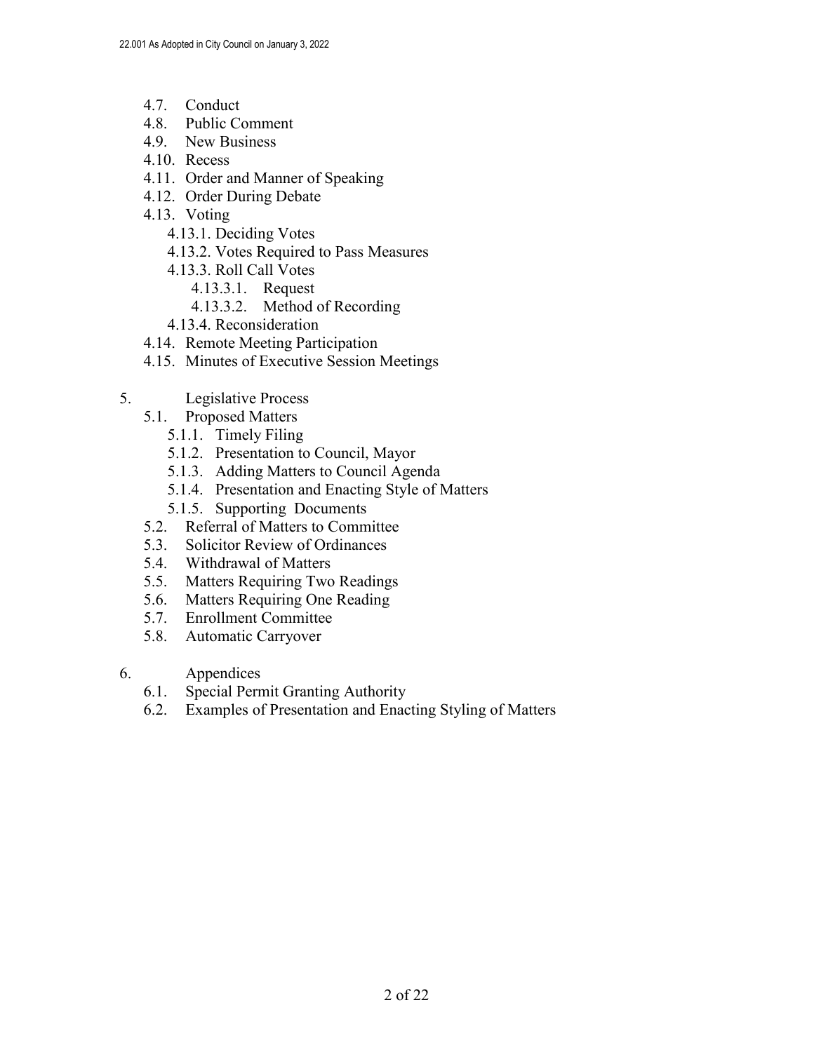- 4.7. Conduct
- 4.8. Public Comment
- 4.9. New Business
- 4.10. Recess
- 4.11. Order and Manner of Speaking
- 4.12. Order During Debate
- 4.13. Voting
  - 4.13.1. Deciding Votes
  - 4.13.2. Votes Required to Pass Measures
  - 4.13.3. Roll Call Votes
    - 4.13.3.1. Request
    - 4.13.3.2. Method of Recording
  - 4.13.4. Reconsideration
- 4.14. Remote Meeting Participation
- 4.15. Minutes of Executive Session Meetings

5. Legislative Process
   - 5.1. Proposed Matters
     - 5.1.1. Timely Filing
     - 5.1.2. Presentation to Council, Mayor
     - 5.1.3. Adding Matters to Council Agenda
     - 5.1.4. Presentation and Enacting Style of Matters
     - 5.1.5. Supporting Documents
   - 5.2. Referral of Matters to Committee
   - 5.3. Solicitor Review of Ordinances
   - 5.4. Withdrawal of Matters
   - 5.5. Matters Requiring Two Readings
   - 5.6. Matters Requiring One Reading
   - 5.7. Enrollment Committee
   - 5.8. Automatic Carryover

6. Appendices
   - 6.1. Special Permit Granting Authority
   - 6.2. Examples of Presentation and Enacting Styling of Matters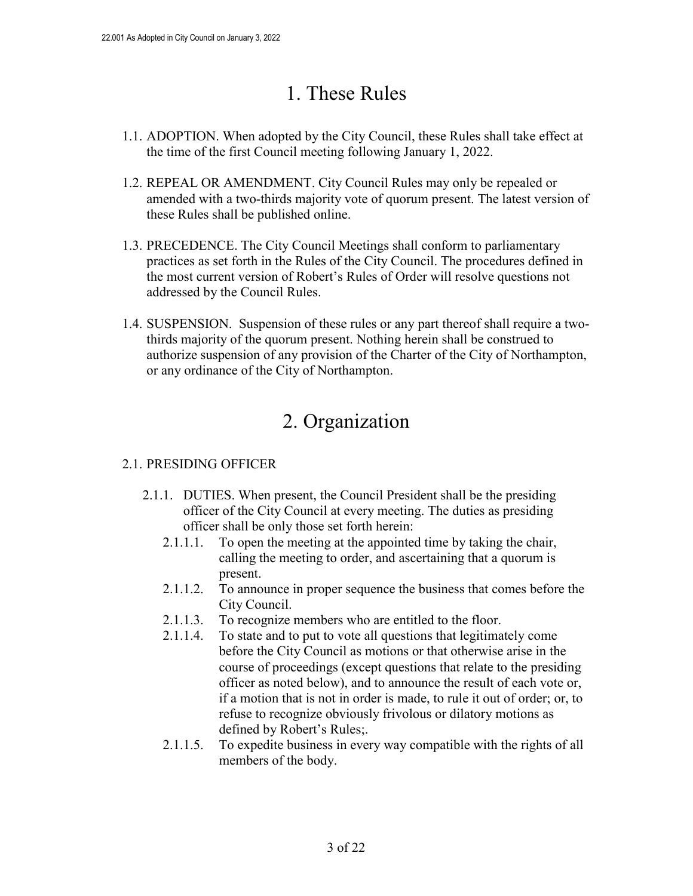# 1. These Rules

1.1. ADOPTION. When adopted by the City Council, these Rules shall take effect at the time of the first Council meeting following January 1, 2022.

1.2. REPEAL OR AMENDMENT. City Council Rules may only be repealed or amended with a two-thirds majority vote of quorum present. The latest version of these Rules shall be published online.

1.3. PRECEDENCE. The City Council Meetings shall conform to parliamentary practices as set forth in the Rules of the City Council. The procedures defined in the most current version of Robert's Rules of Order will resolve questions not addressed by the Council Rules.

1.4. SUSPENSION. Suspension of these rules or any part thereof shall require a two-thirds majority of the quorum present. Nothing herein shall be construed to authorize suspension of any provision of the Charter of the City of Northampton, or any ordinance of the City of Northampton.

# 2. Organization

2.1. PRESIDING OFFICER

2.1.1. DUTIES. When present, the Council President shall be the presiding officer of the City Council at every meeting. The duties as presiding officer shall be only those set forth herein:

2.1.1.1. To open the meeting at the appointed time by taking the chair, calling the meeting to order, and ascertaining that a quorum is present.

2.1.1.2. To announce in proper sequence the business that comes before the City Council.

2.1.1.3. To recognize members who are entitled to the floor.

2.1.1.4. To state and to put to vote all questions that legitimately come before the City Council as motions or that otherwise arise in the course of proceedings (except questions that relate to the presiding officer as noted below), and to announce the result of each vote or, if a motion that is not in order is made, to rule it out of order; or, to refuse to recognize obviously frivolous or dilatory motions as defined by Robert's Rules;.

2.1.1.5. To expedite business in every way compatible with the rights of all members of the body.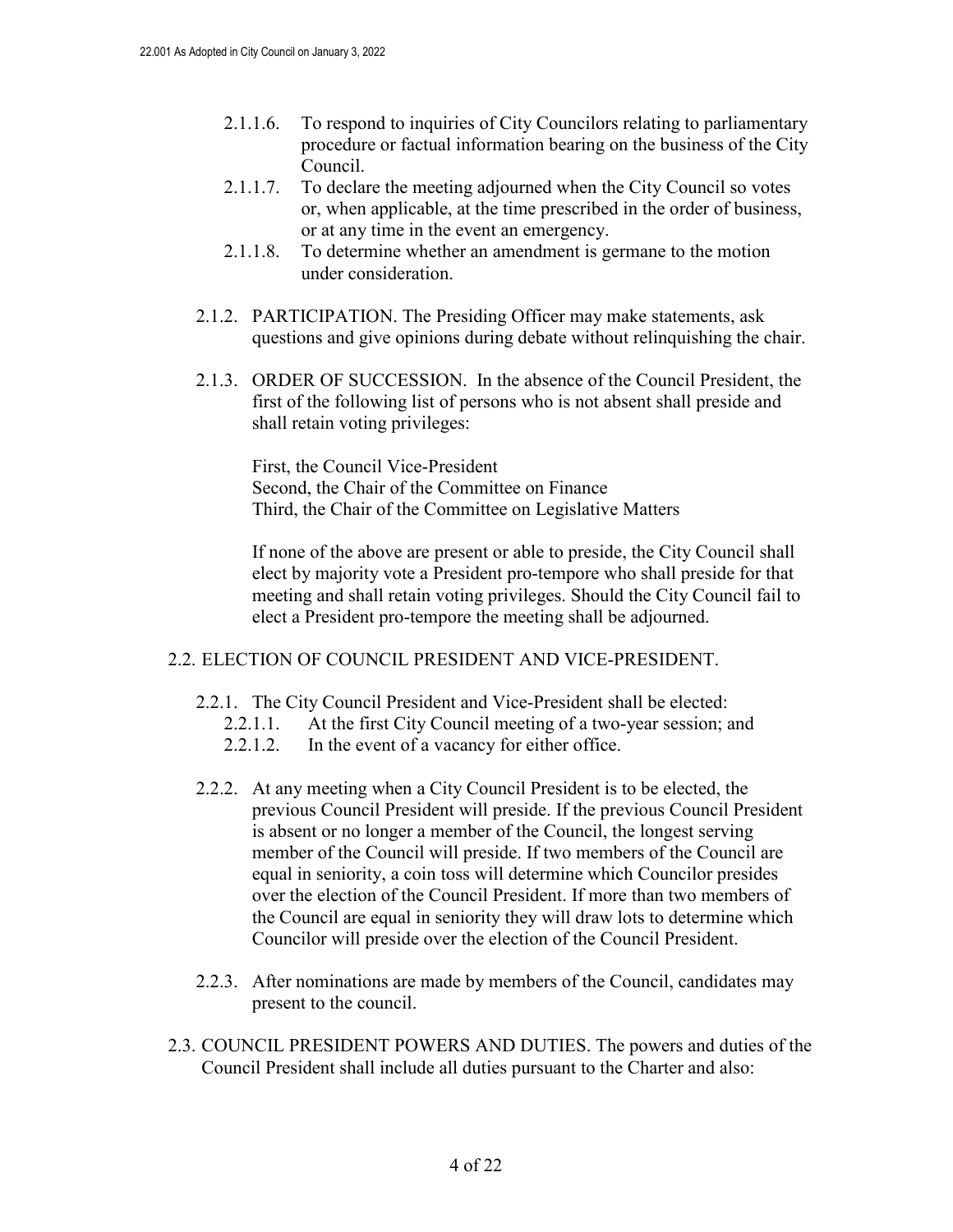2.1.1.6. To respond to inquiries of City Councilors relating to parliamentary procedure or factual information bearing on the business of the City Council.

2.1.1.7. To declare the meeting adjourned when the City Council so votes or, when applicable, at the time prescribed in the order of business, or at any time in the event an emergency.

2.1.1.8. To determine whether an amendment is germane to the motion under consideration.

2.1.2. PARTICIPATION. The Presiding Officer may make statements, ask questions and give opinions during debate without relinquishing the chair.

2.1.3. ORDER OF SUCCESSION. In the absence of the Council President, the first of the following list of persons who is not absent shall preside and shall retain voting privileges:

First, the Council Vice-President
Second, the Chair of the Committee on Finance
Third, the Chair of the Committee on Legislative Matters

If none of the above are present or able to preside, the City Council shall elect by majority vote a President pro-tempore who shall preside for that meeting and shall retain voting privileges. Should the City Council fail to elect a President pro-tempore the meeting shall be adjourned.

2.2. ELECTION OF COUNCIL PRESIDENT AND VICE-PRESIDENT.

2.2.1. The City Council President and Vice-President shall be elected:

2.2.1.1. At the first City Council meeting of a two-year session; and

2.2.1.2. In the event of a vacancy for either office.

2.2.2. At any meeting when a City Council President is to be elected, the previous Council President will preside. If the previous Council President is absent or no longer a member of the Council, the longest serving member of the Council will preside. If two members of the Council are equal in seniority, a coin toss will determine which Councilor presides over the election of the Council President. If more than two members of the Council are equal in seniority they will draw lots to determine which Councilor will preside over the election of the Council President.

2.2.3. After nominations are made by members of the Council, candidates may present to the council.

2.3. COUNCIL PRESIDENT POWERS AND DUTIES. The powers and duties of the Council President shall include all duties pursuant to the Charter and also: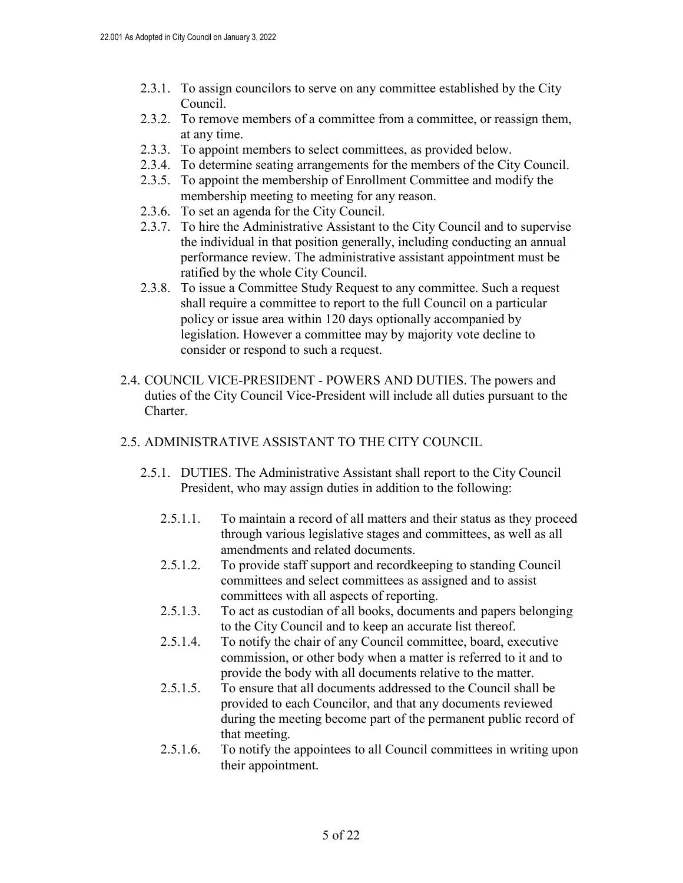2.3.1. To assign councilors to serve on any committee established by the City Council.

2.3.2. To remove members of a committee from a committee, or reassign them, at any time.

2.3.3. To appoint members to select committees, as provided below.

2.3.4. To determine seating arrangements for the members of the City Council.

2.3.5. To appoint the membership of Enrollment Committee and modify the membership meeting to meeting for any reason.

2.3.6. To set an agenda for the City Council.

2.3.7. To hire the Administrative Assistant to the City Council and to supervise the individual in that position generally, including conducting an annual performance review. The administrative assistant appointment must be ratified by the whole City Council.

2.3.8. To issue a Committee Study Request to any committee. Such a request shall require a committee to report to the full Council on a particular policy or issue area within 120 days optionally accompanied by legislation. However a committee may by majority vote decline to consider or respond to such a request.

2.4. COUNCIL VICE-PRESIDENT - POWERS AND DUTIES. The powers and duties of the City Council Vice-President will include all duties pursuant to the Charter.

2.5. ADMINISTRATIVE ASSISTANT TO THE CITY COUNCIL

2.5.1. DUTIES. The Administrative Assistant shall report to the City Council President, who may assign duties in addition to the following:

2.5.1.1. To maintain a record of all matters and their status as they proceed through various legislative stages and committees, as well as all amendments and related documents.

2.5.1.2. To provide staff support and recordkeeping to standing Council committees and select committees as assigned and to assist committees with all aspects of reporting.

2.5.1.3. To act as custodian of all books, documents and papers belonging to the City Council and to keep an accurate list thereof.

2.5.1.4. To notify the chair of any Council committee, board, executive commission, or other body when a matter is referred to it and to provide the body with all documents relative to the matter.

2.5.1.5. To ensure that all documents addressed to the Council shall be provided to each Councilor, and that any documents reviewed during the meeting become part of the permanent public record of that meeting.

2.5.1.6. To notify the appointees to all Council committees in writing upon their appointment.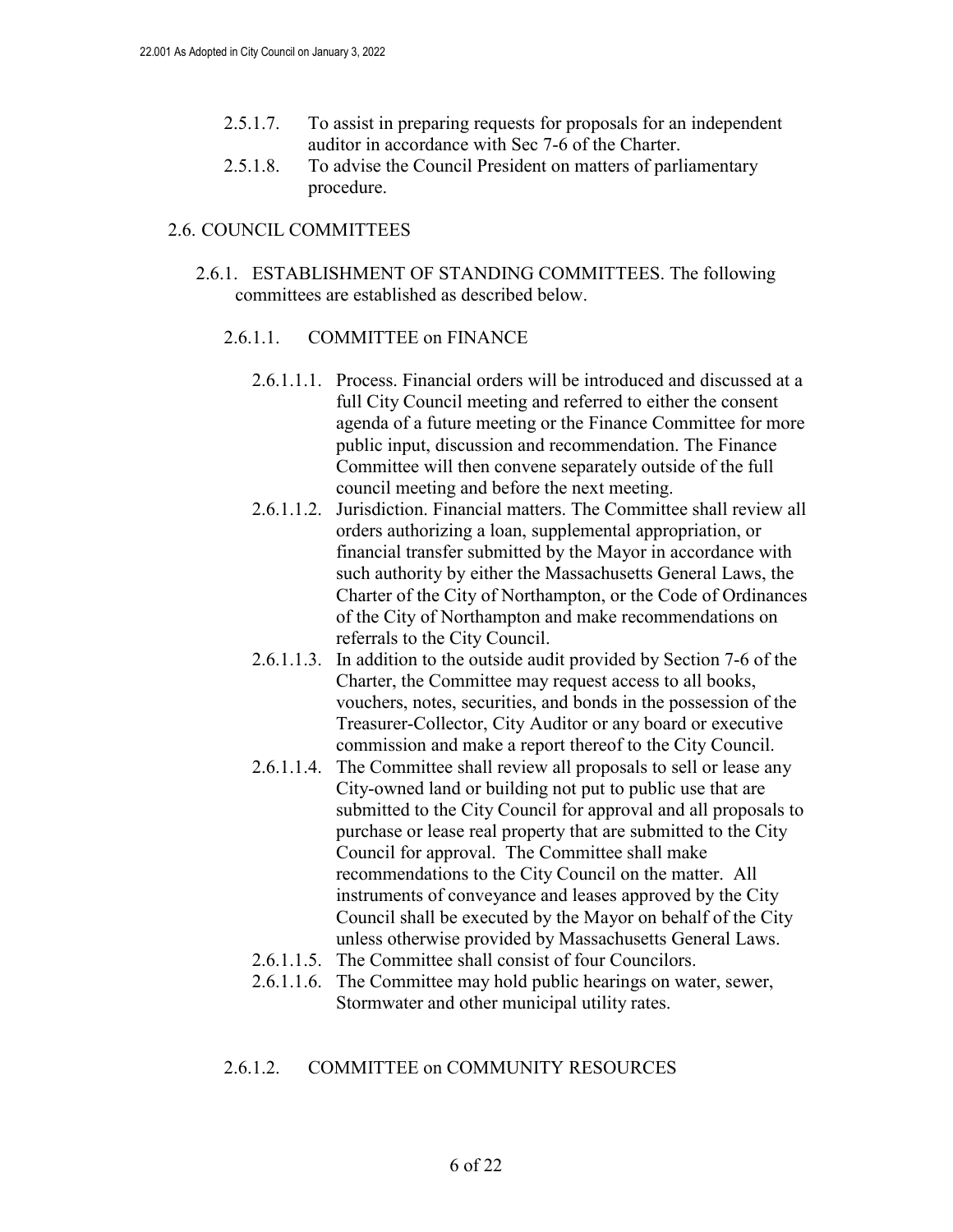2.5.1.7. To assist in preparing requests for proposals for an independent auditor in accordance with Sec 7-6 of the Charter.

2.5.1.8. To advise the Council President on matters of parliamentary procedure.

## 2.6. COUNCIL COMMITTEES

### 2.6.1. ESTABLISHMENT OF STANDING COMMITTEES. The following committees are established as described below.

#### 2.6.1.1. COMMITTEE on FINANCE

2.6.1.1.1. Process. Financial orders will be introduced and discussed at a full City Council meeting and referred to either the consent agenda of a future meeting or the Finance Committee for more public input, discussion and recommendation. The Finance Committee will then convene separately outside of the full council meeting and before the next meeting.

2.6.1.1.2. Jurisdiction. Financial matters. The Committee shall review all orders authorizing a loan, supplemental appropriation, or financial transfer submitted by the Mayor in accordance with such authority by either the Massachusetts General Laws, the Charter of the City of Northampton, or the Code of Ordinances of the City of Northampton and make recommendations on referrals to the City Council.

2.6.1.1.3. In addition to the outside audit provided by Section 7-6 of the Charter, the Committee may request access to all books, vouchers, notes, securities, and bonds in the possession of the Treasurer-Collector, City Auditor or any board or executive commission and make a report thereof to the City Council.

2.6.1.1.4. The Committee shall review all proposals to sell or lease any City-owned land or building not put to public use that are submitted to the City Council for approval and all proposals to purchase or lease real property that are submitted to the City Council for approval. The Committee shall make recommendations to the City Council on the matter. All instruments of conveyance and leases approved by the City Council shall be executed by the Mayor on behalf of the City unless otherwise provided by Massachusetts General Laws.

2.6.1.1.5. The Committee shall consist of four Councilors.

2.6.1.1.6. The Committee may hold public hearings on water, sewer, Stormwater and other municipal utility rates.

#### 2.6.1.2. COMMITTEE on COMMUNITY RESOURCES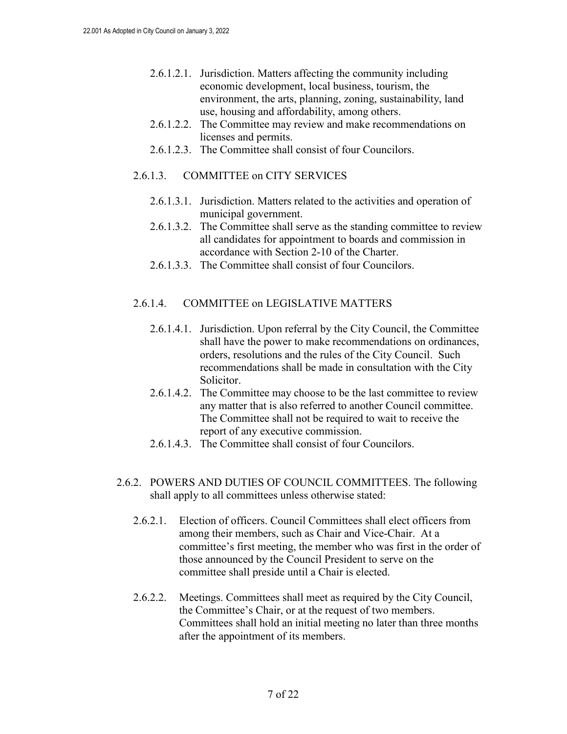2.6.1.2.1. Jurisdiction. Matters affecting the community including economic development, local business, tourism, the environment, the arts, planning, zoning, sustainability, land use, housing and affordability, among others.

2.6.1.2.2. The Committee may review and make recommendations on licenses and permits.

2.6.1.2.3. The Committee shall consist of four Councilors.

2.6.1.3. COMMITTEE on CITY SERVICES

2.6.1.3.1. Jurisdiction. Matters related to the activities and operation of municipal government.

2.6.1.3.2. The Committee shall serve as the standing committee to review all candidates for appointment to boards and commission in accordance with Section 2-10 of the Charter.

2.6.1.3.3. The Committee shall consist of four Councilors.

2.6.1.4. COMMITTEE on LEGISLATIVE MATTERS

2.6.1.4.1. Jurisdiction. Upon referral by the City Council, the Committee shall have the power to make recommendations on ordinances, orders, resolutions and the rules of the City Council. Such recommendations shall be made in consultation with the City Solicitor.

2.6.1.4.2. The Committee may choose to be the last committee to review any matter that is also referred to another Council committee. The Committee shall not be required to wait to receive the report of any executive commission.

2.6.1.4.3. The Committee shall consist of four Councilors.

2.6.2. POWERS AND DUTIES OF COUNCIL COMMITTEES. The following shall apply to all committees unless otherwise stated:

2.6.2.1. Election of officers. Council Committees shall elect officers from among their members, such as Chair and Vice-Chair. At a committee's first meeting, the member who was first in the order of those announced by the Council President to serve on the committee shall preside until a Chair is elected.

2.6.2.2. Meetings. Committees shall meet as required by the City Council, the Committee's Chair, or at the request of two members. Committees shall hold an initial meeting no later than three months after the appointment of its members.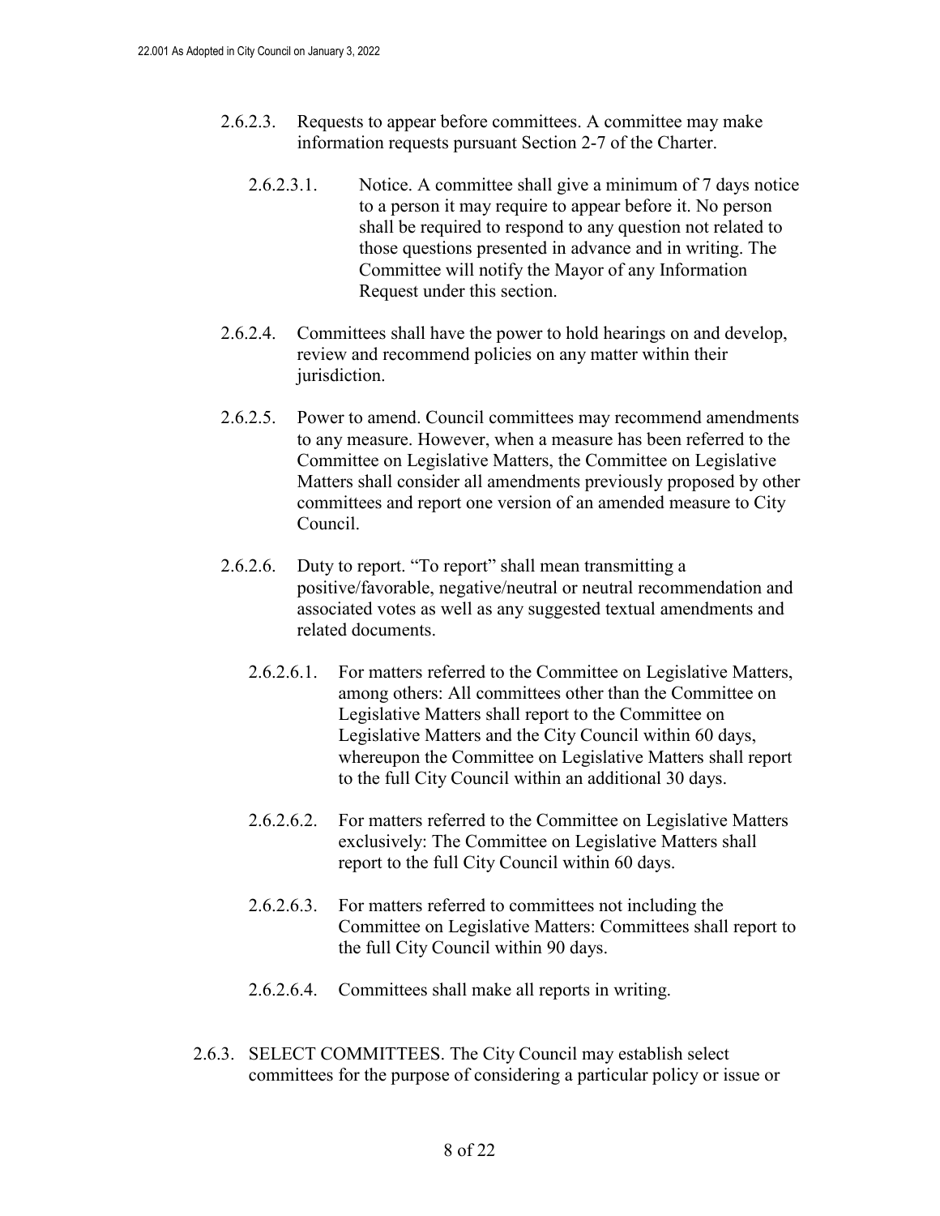2.6.2.3. Requests to appear before committees. A committee may make information requests pursuant Section 2-7 of the Charter.

2.6.2.3.1. Notice. A committee shall give a minimum of 7 days notice to a person it may require to appear before it. No person shall be required to respond to any question not related to those questions presented in advance and in writing. The Committee will notify the Mayor of any Information Request under this section.

2.6.2.4. Committees shall have the power to hold hearings on and develop, review and recommend policies on any matter within their jurisdiction.

2.6.2.5. Power to amend. Council committees may recommend amendments to any measure. However, when a measure has been referred to the Committee on Legislative Matters, the Committee on Legislative Matters shall consider all amendments previously proposed by other committees and report one version of an amended measure to City Council.

2.6.2.6. Duty to report. "To report" shall mean transmitting a positive/favorable, negative/neutral or neutral recommendation and associated votes as well as any suggested textual amendments and related documents.

2.6.2.6.1. For matters referred to the Committee on Legislative Matters, among others: All committees other than the Committee on Legislative Matters shall report to the Committee on Legislative Matters and the City Council within 60 days, whereupon the Committee on Legislative Matters shall report to the full City Council within an additional 30 days.

2.6.2.6.2. For matters referred to the Committee on Legislative Matters exclusively: The Committee on Legislative Matters shall report to the full City Council within 60 days.

2.6.2.6.3. For matters referred to committees not including the Committee on Legislative Matters: Committees shall report to the full City Council within 90 days.

2.6.2.6.4. Committees shall make all reports in writing.

2.6.3. SELECT COMMITTEES. The City Council may establish select committees for the purpose of considering a particular policy or issue or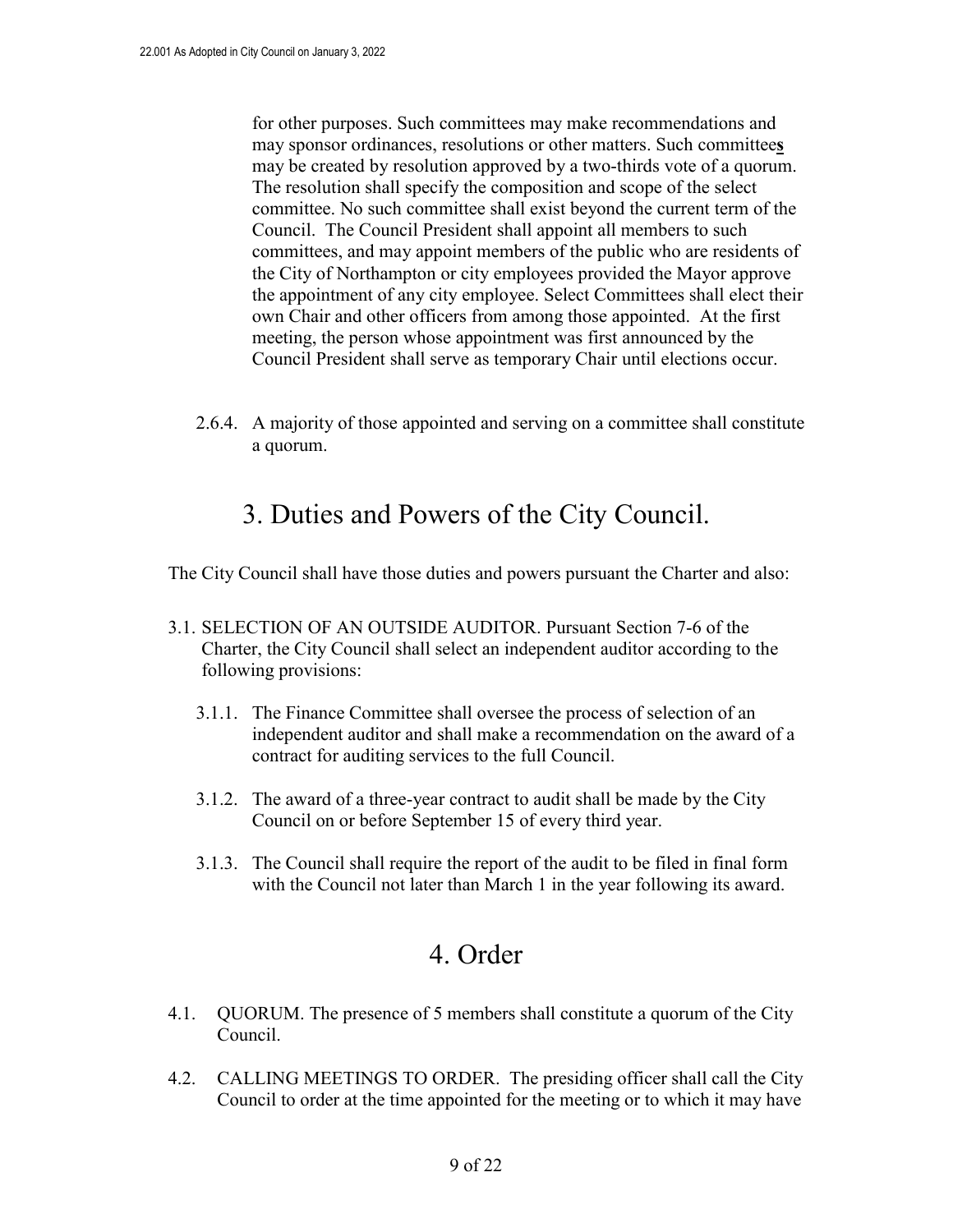for other purposes. Such committees may make recommendations and may sponsor ordinances, resolutions or other matters. Such committee**s** may be created by resolution approved by a two-thirds vote of a quorum. The resolution shall specify the composition and scope of the select committee. No such committee shall exist beyond the current term of the Council. The Council President shall appoint all members to such committees, and may appoint members of the public who are residents of the City of Northampton or city employees provided the Mayor approve the appointment of any city employee. Select Committees shall elect their own Chair and other officers from among those appointed. At the first meeting, the person whose appointment was first announced by the Council President shall serve as temporary Chair until elections occur.

2.6.4. A majority of those appointed and serving on a committee shall constitute a quorum.

# 3. Duties and Powers of the City Council.

The City Council shall have those duties and powers pursuant the Charter and also:

3.1. SELECTION OF AN OUTSIDE AUDITOR. Pursuant Section 7-6 of the Charter, the City Council shall select an independent auditor according to the following provisions:

3.1.1. The Finance Committee shall oversee the process of selection of an independent auditor and shall make a recommendation on the award of a contract for auditing services to the full Council.

3.1.2. The award of a three-year contract to audit shall be made by the City Council on or before September 15 of every third year.

3.1.3. The Council shall require the report of the audit to be filed in final form with the Council not later than March 1 in the year following its award.

# 4. Order

4.1. QUORUM. The presence of 5 members shall constitute a quorum of the City Council.

4.2. CALLING MEETINGS TO ORDER. The presiding officer shall call the City Council to order at the time appointed for the meeting or to which it may have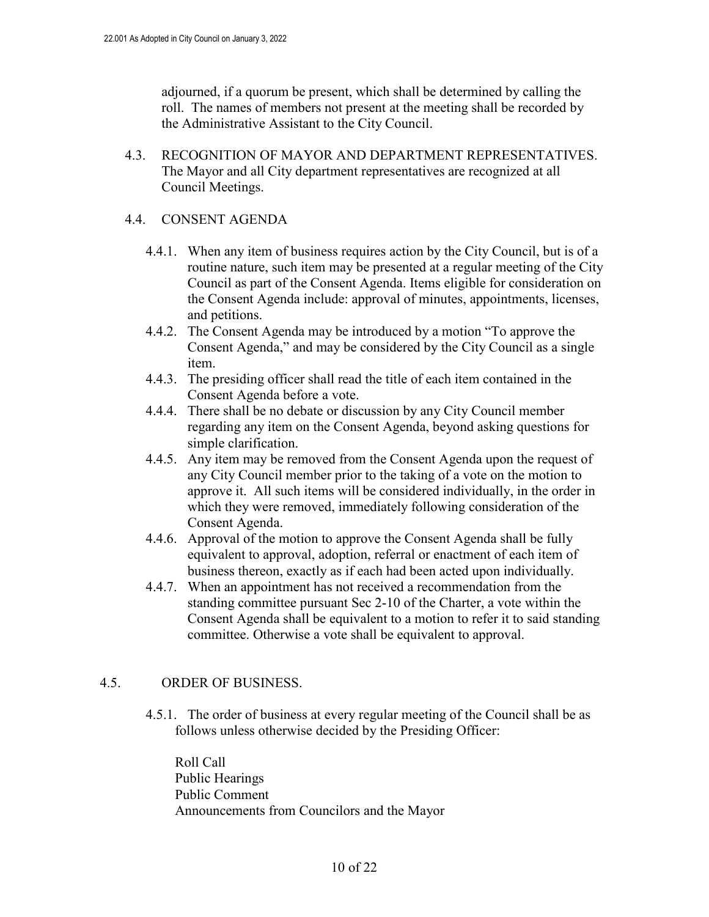adjourned, if a quorum be present, which shall be determined by calling the roll. The names of members not present at the meeting shall be recorded by the Administrative Assistant to the City Council.

4.3. RECOGNITION OF MAYOR AND DEPARTMENT REPRESENTATIVES. The Mayor and all City department representatives are recognized at all Council Meetings.

4.4. CONSENT AGENDA

4.4.1. When any item of business requires action by the City Council, but is of a routine nature, such item may be presented at a regular meeting of the City Council as part of the Consent Agenda. Items eligible for consideration on the Consent Agenda include: approval of minutes, appointments, licenses, and petitions.

4.4.2. The Consent Agenda may be introduced by a motion "To approve the Consent Agenda," and may be considered by the City Council as a single item.

4.4.3. The presiding officer shall read the title of each item contained in the Consent Agenda before a vote.

4.4.4. There shall be no debate or discussion by any City Council member regarding any item on the Consent Agenda, beyond asking questions for simple clarification.

4.4.5. Any item may be removed from the Consent Agenda upon the request of any City Council member prior to the taking of a vote on the motion to approve it. All such items will be considered individually, in the order in which they were removed, immediately following consideration of the Consent Agenda.

4.4.6. Approval of the motion to approve the Consent Agenda shall be fully equivalent to approval, adoption, referral or enactment of each item of business thereon, exactly as if each had been acted upon individually.

4.4.7. When an appointment has not received a recommendation from the standing committee pursuant Sec 2-10 of the Charter, a vote within the Consent Agenda shall be equivalent to a motion to refer it to said standing committee. Otherwise a vote shall be equivalent to approval.

4.5. ORDER OF BUSINESS.

4.5.1. The order of business at every regular meeting of the Council shall be as follows unless otherwise decided by the Presiding Officer:

Roll Call
Public Hearings
Public Comment
Announcements from Councilors and the Mayor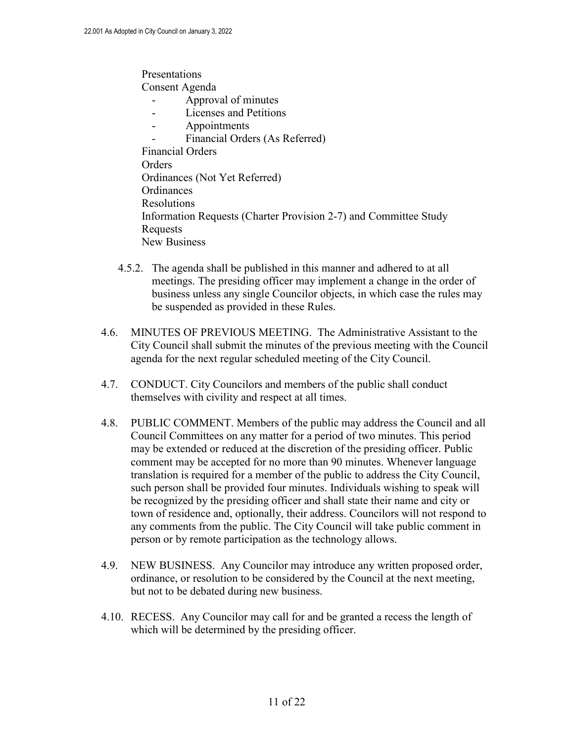Presentations
Consent Agenda
- Approval of minutes
- Licenses and Petitions
- Appointments
- Financial Orders (As Referred)

Financial Orders
Orders
Ordinances (Not Yet Referred)
Ordinances
Resolutions
Information Requests (Charter Provision 2-7) and Committee Study Requests
New Business

4.5.2. The agenda shall be published in this manner and adhered to at all meetings. The presiding officer may implement a change in the order of business unless any single Councilor objects, in which case the rules may be suspended as provided in these Rules.

4.6. MINUTES OF PREVIOUS MEETING. The Administrative Assistant to the City Council shall submit the minutes of the previous meeting with the Council agenda for the next regular scheduled meeting of the City Council.

4.7. CONDUCT. City Councilors and members of the public shall conduct themselves with civility and respect at all times.

4.8. PUBLIC COMMENT. Members of the public may address the Council and all Council Committees on any matter for a period of two minutes. This period may be extended or reduced at the discretion of the presiding officer. Public comment may be accepted for no more than 90 minutes. Whenever language translation is required for a member of the public to address the City Council, such person shall be provided four minutes. Individuals wishing to speak will be recognized by the presiding officer and shall state their name and city or town of residence and, optionally, their address. Councilors will not respond to any comments from the public. The City Council will take public comment in person or by remote participation as the technology allows.

4.9. NEW BUSINESS. Any Councilor may introduce any written proposed order, ordinance, or resolution to be considered by the Council at the next meeting, but not to be debated during new business.

4.10. RECESS. Any Councilor may call for and be granted a recess the length of which will be determined by the presiding officer.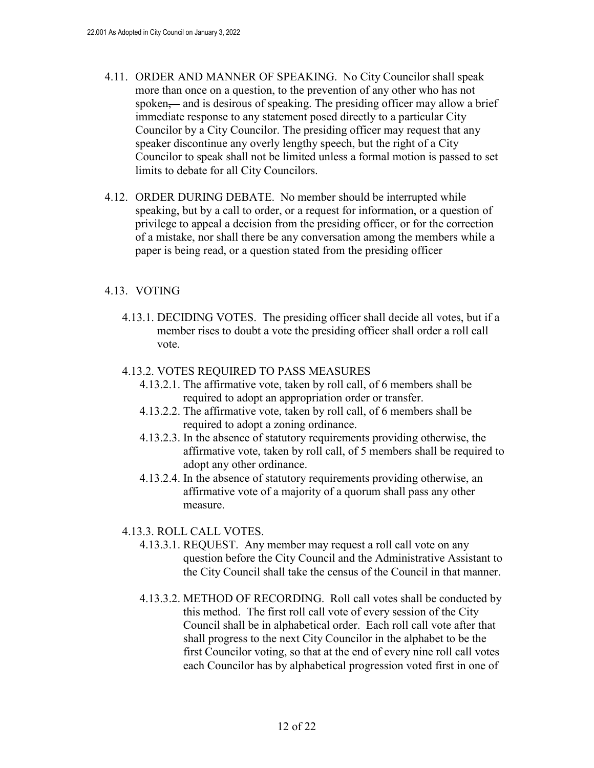4.11. ORDER AND MANNER OF SPEAKING. No City Councilor shall speak more than once on a question, to the prevention of any other who has not spoken, and is desirous of speaking. The presiding officer may allow a brief immediate response to any statement posed directly to a particular City Councilor by a City Councilor. The presiding officer may request that any speaker discontinue any overly lengthy speech, but the right of a City Councilor to speak shall not be limited unless a formal motion is passed to set limits to debate for all City Councilors.

4.12. ORDER DURING DEBATE. No member should be interrupted while speaking, but by a call to order, or a request for information, or a question of privilege to appeal a decision from the presiding officer, or for the correction of a mistake, nor shall there be any conversation among the members while a paper is being read, or a question stated from the presiding officer

4.13. VOTING

4.13.1. DECIDING VOTES. The presiding officer shall decide all votes, but if a member rises to doubt a vote the presiding officer shall order a roll call vote.

4.13.2. VOTES REQUIRED TO PASS MEASURES

4.13.2.1. The affirmative vote, taken by roll call, of 6 members shall be required to adopt an appropriation order or transfer.

4.13.2.2. The affirmative vote, taken by roll call, of 6 members shall be required to adopt a zoning ordinance.

4.13.2.3. In the absence of statutory requirements providing otherwise, the affirmative vote, taken by roll call, of 5 members shall be required to adopt any other ordinance.

4.13.2.4. In the absence of statutory requirements providing otherwise, an affirmative vote of a majority of a quorum shall pass any other measure.

4.13.3. ROLL CALL VOTES.

4.13.3.1. REQUEST. Any member may request a roll call vote on any question before the City Council and the Administrative Assistant to the City Council shall take the census of the Council in that manner.

4.13.3.2. METHOD OF RECORDING. Roll call votes shall be conducted by this method. The first roll call vote of every session of the City Council shall be in alphabetical order. Each roll call vote after that shall progress to the next City Councilor in the alphabet to be the first Councilor voting, so that at the end of every nine roll call votes each Councilor has by alphabetical progression voted first in one of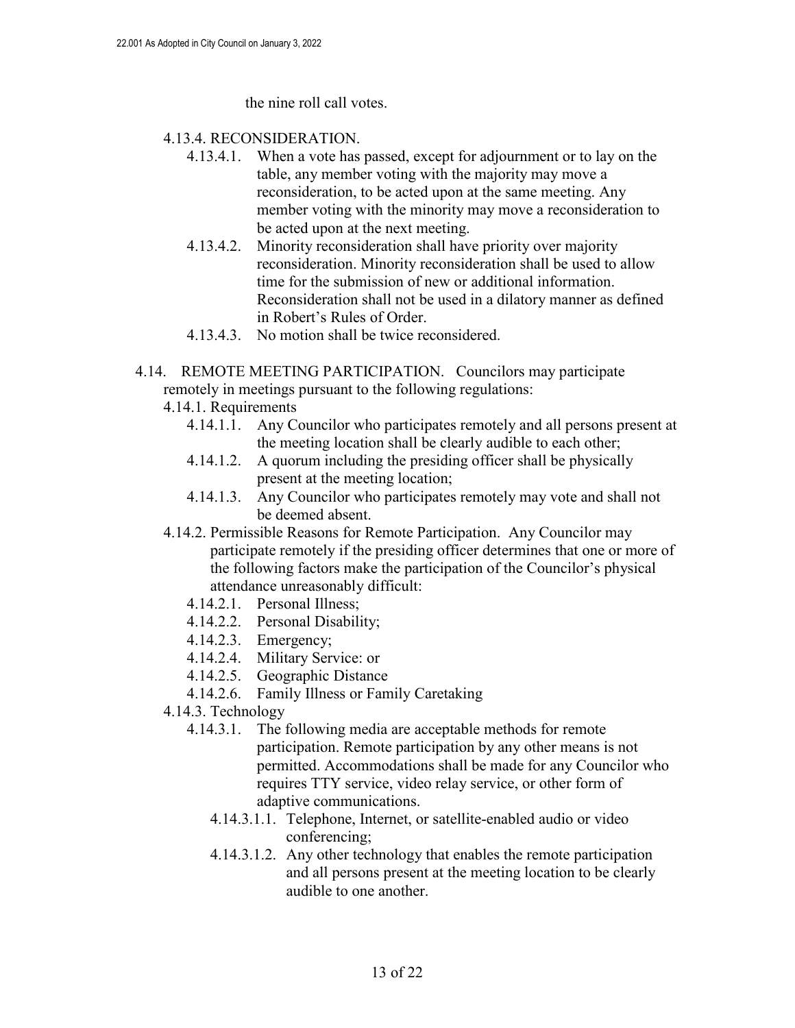the nine roll call votes.

4.13.4. RECONSIDERATION.

- 4.13.4.1. When a vote has passed, except for adjournment or to lay on the table, any member voting with the majority may move a reconsideration, to be acted upon at the same meeting. Any member voting with the minority may move a reconsideration to be acted upon at the next meeting.
- 4.13.4.2. Minority reconsideration shall have priority over majority reconsideration. Minority reconsideration shall be used to allow time for the submission of new or additional information. Reconsideration shall not be used in a dilatory manner as defined in Robert's Rules of Order.
- 4.13.4.3. No motion shall be twice reconsidered.

4.14. REMOTE MEETING PARTICIPATION. Councilors may participate remotely in meetings pursuant to the following regulations:

4.14.1. Requirements

- 4.14.1.1. Any Councilor who participates remotely and all persons present at the meeting location shall be clearly audible to each other;
- 4.14.1.2. A quorum including the presiding officer shall be physically present at the meeting location;
- 4.14.1.3. Any Councilor who participates remotely may vote and shall not be deemed absent.

4.14.2. Permissible Reasons for Remote Participation. Any Councilor may participate remotely if the presiding officer determines that one or more of the following factors make the participation of the Councilor's physical attendance unreasonably difficult:

- 4.14.2.1. Personal Illness;
- 4.14.2.2. Personal Disability;
- 4.14.2.3. Emergency;
- 4.14.2.4. Military Service: or
- 4.14.2.5. Geographic Distance
- 4.14.2.6. Family Illness or Family Caretaking

4.14.3. Technology

- 4.14.3.1. The following media are acceptable methods for remote participation. Remote participation by any other means is not permitted. Accommodations shall be made for any Councilor who requires TTY service, video relay service, or other form of adaptive communications.
  - 4.14.3.1.1. Telephone, Internet, or satellite-enabled audio or video conferencing;
  - 4.14.3.1.2. Any other technology that enables the remote participation and all persons present at the meeting location to be clearly audible to one another.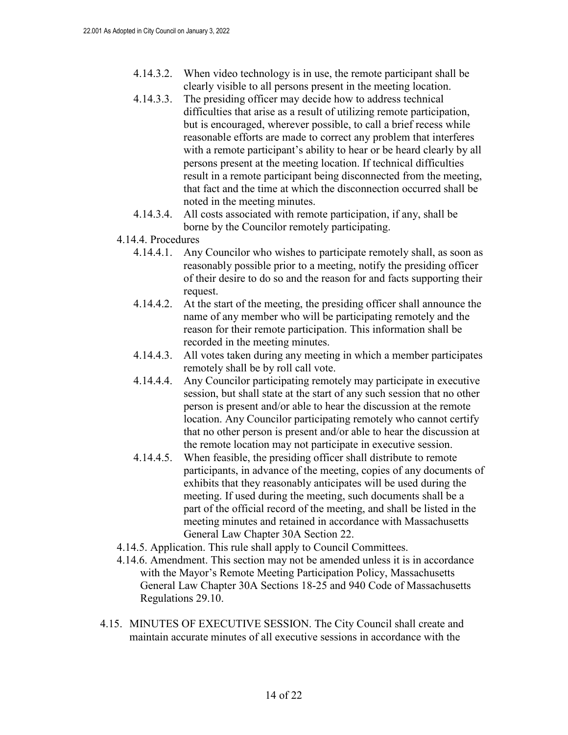- 4.14.3.2. When video technology is in use, the remote participant shall be clearly visible to all persons present in the meeting location.
- 4.14.3.3. The presiding officer may decide how to address technical difficulties that arise as a result of utilizing remote participation, but is encouraged, wherever possible, to call a brief recess while reasonable efforts are made to correct any problem that interferes with a remote participant's ability to hear or be heard clearly by all persons present at the meeting location. If technical difficulties result in a remote participant being disconnected from the meeting, that fact and the time at which the disconnection occurred shall be noted in the meeting minutes.
- 4.14.3.4. All costs associated with remote participation, if any, shall be borne by the Councilor remotely participating.

4.14.4. Procedures

- 4.14.4.1. Any Councilor who wishes to participate remotely shall, as soon as reasonably possible prior to a meeting, notify the presiding officer of their desire to do so and the reason for and facts supporting their request.
- 4.14.4.2. At the start of the meeting, the presiding officer shall announce the name of any member who will be participating remotely and the reason for their remote participation. This information shall be recorded in the meeting minutes.
- 4.14.4.3. All votes taken during any meeting in which a member participates remotely shall be by roll call vote.
- 4.14.4.4. Any Councilor participating remotely may participate in executive session, but shall state at the start of any such session that no other person is present and/or able to hear the discussion at the remote location. Any Councilor participating remotely who cannot certify that no other person is present and/or able to hear the discussion at the remote location may not participate in executive session.
- 4.14.4.5. When feasible, the presiding officer shall distribute to remote participants, in advance of the meeting, copies of any documents of exhibits that they reasonably anticipates will be used during the meeting. If used during the meeting, such documents shall be a part of the official record of the meeting, and shall be listed in the meeting minutes and retained in accordance with Massachusetts General Law Chapter 30A Section 22.

4.14.5. Application. This rule shall apply to Council Committees.

4.14.6. Amendment. This section may not be amended unless it is in accordance with the Mayor's Remote Meeting Participation Policy, Massachusetts General Law Chapter 30A Sections 18-25 and 940 Code of Massachusetts Regulations 29.10.

4.15. MINUTES OF EXECUTIVE SESSION. The City Council shall create and maintain accurate minutes of all executive sessions in accordance with the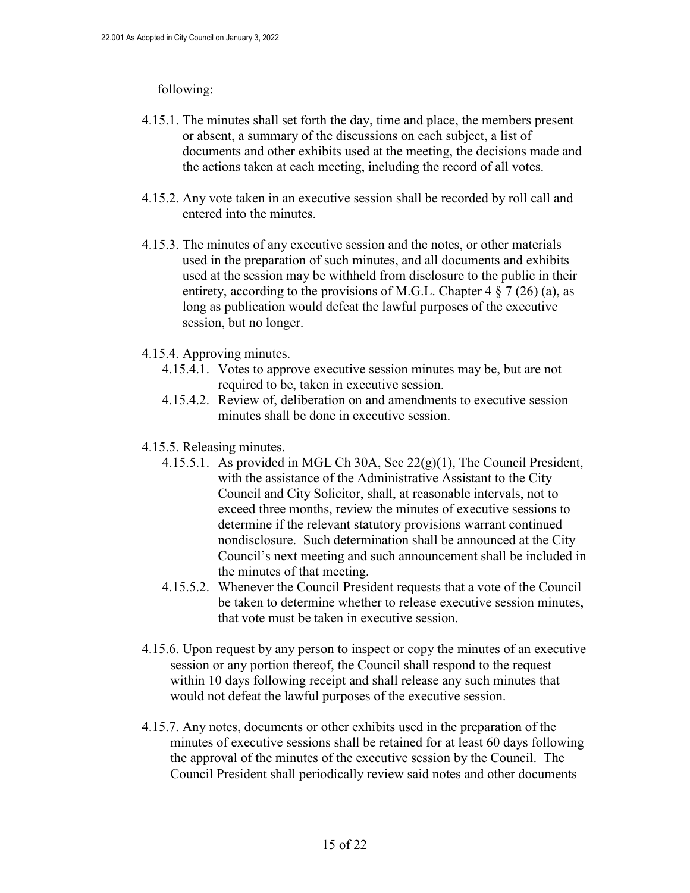following:

4.15.1. The minutes shall set forth the day, time and place, the members present or absent, a summary of the discussions on each subject, a list of documents and other exhibits used at the meeting, the decisions made and the actions taken at each meeting, including the record of all votes.

4.15.2. Any vote taken in an executive session shall be recorded by roll call and entered into the minutes.

4.15.3. The minutes of any executive session and the notes, or other materials used in the preparation of such minutes, and all documents and exhibits used at the session may be withheld from disclosure to the public in their entirety, according to the provisions of M.G.L. Chapter 4 § 7 (26) (a), as long as publication would defeat the lawful purposes of the executive session, but no longer.

4.15.4. Approving minutes.

4.15.4.1. Votes to approve executive session minutes may be, but are not required to be, taken in executive session.

4.15.4.2. Review of, deliberation on and amendments to executive session minutes shall be done in executive session.

4.15.5. Releasing minutes.

4.15.5.1. As provided in MGL Ch 30A, Sec 22(g)(1), The Council President, with the assistance of the Administrative Assistant to the City Council and City Solicitor, shall, at reasonable intervals, not to exceed three months, review the minutes of executive sessions to determine if the relevant statutory provisions warrant continued nondisclosure. Such determination shall be announced at the City Council's next meeting and such announcement shall be included in the minutes of that meeting.

4.15.5.2. Whenever the Council President requests that a vote of the Council be taken to determine whether to release executive session minutes, that vote must be taken in executive session.

4.15.6. Upon request by any person to inspect or copy the minutes of an executive session or any portion thereof, the Council shall respond to the request within 10 days following receipt and shall release any such minutes that would not defeat the lawful purposes of the executive session.

4.15.7. Any notes, documents or other exhibits used in the preparation of the minutes of executive sessions shall be retained for at least 60 days following the approval of the minutes of the executive session by the Council. The Council President shall periodically review said notes and other documents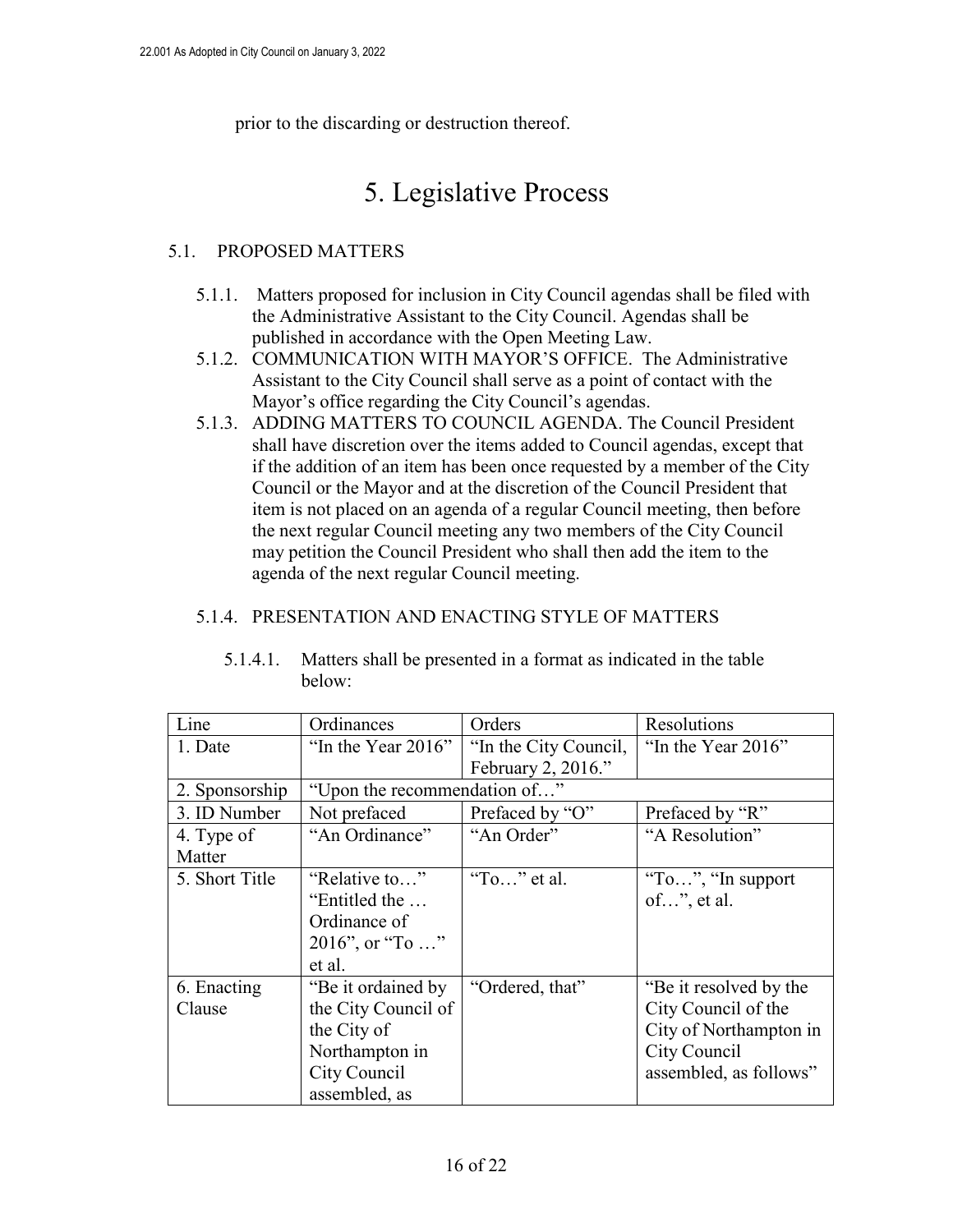prior to the discarding or destruction thereof.

# 5. Legislative Process

## 5.1. PROPOSED MATTERS

5.1.1. Matters proposed for inclusion in City Council agendas shall be filed with the Administrative Assistant to the City Council. Agendas shall be published in accordance with the Open Meeting Law.

5.1.2. COMMUNICATION WITH MAYOR'S OFFICE. The Administrative Assistant to the City Council shall serve as a point of contact with the Mayor's office regarding the City Council's agendas.

5.1.3. ADDING MATTERS TO COUNCIL AGENDA. The Council President shall have discretion over the items added to Council agendas, except that if the addition of an item has been once requested by a member of the City Council or the Mayor and at the discretion of the Council President that item is not placed on an agenda of a regular Council meeting, then before the next regular Council meeting any two members of the City Council may petition the Council President who shall then add the item to the agenda of the next regular Council meeting.

### 5.1.4. PRESENTATION AND ENACTING STYLE OF MATTERS

5.1.4.1. Matters shall be presented in a format as indicated in the table below:

| Line | Ordinances | Orders | Resolutions |
|---|---|---|---|
| 1. Date | "In the Year 2016" | "In the City Council, February 2, 2016." | "In the Year 2016" |
| 2. Sponsorship | "Upon the recommendation of…" | | |
| 3. ID Number | Not prefaced | Prefaced by "O" | Prefaced by "R" |
| 4. Type of Matter | "An Ordinance" | "An Order" | "A Resolution" |
| 5. Short Title | "Relative to…" "Entitled the … Ordinance of 2016", or "To …" et al. | "To…" et al. | "To…", "In support of…", et al. |
| 6. Enacting Clause | "Be it ordained by the City Council of the City of Northampton in City Council assembled, as | "Ordered, that" | "Be it resolved by the City Council of the City of Northampton in City Council assembled, as follows" |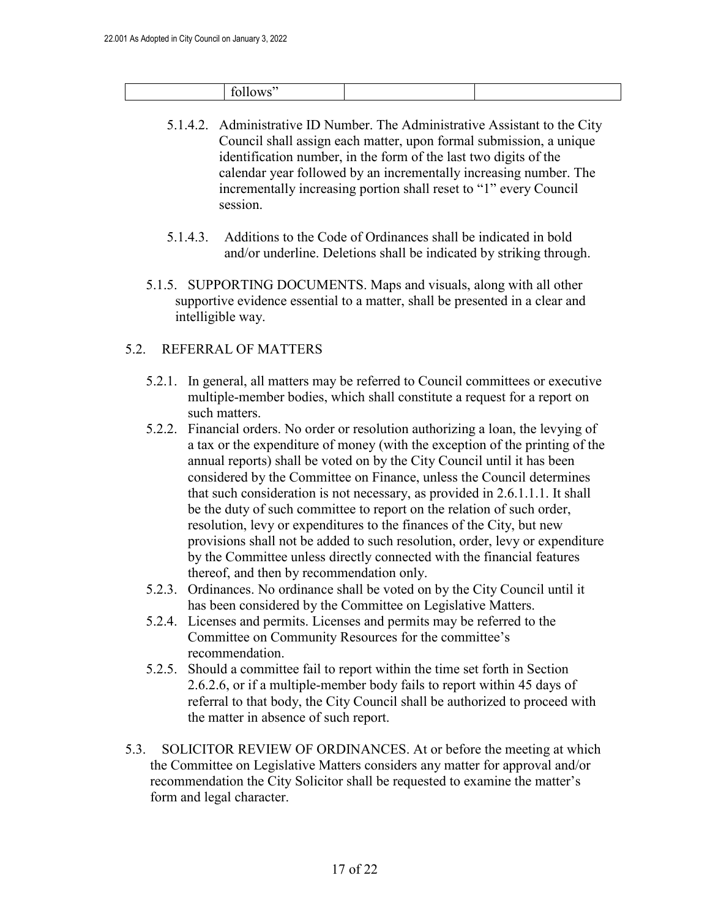|  | follows" |  |  |
| --- | --- | --- | --- |

5.1.4.2. Administrative ID Number. The Administrative Assistant to the City Council shall assign each matter, upon formal submission, a unique identification number, in the form of the last two digits of the calendar year followed by an incrementally increasing number. The incrementally increasing portion shall reset to "1" every Council session.

5.1.4.3. Additions to the Code of Ordinances shall be indicated in bold and/or underline. Deletions shall be indicated by striking through.

5.1.5. SUPPORTING DOCUMENTS. Maps and visuals, along with all other supportive evidence essential to a matter, shall be presented in a clear and intelligible way.

## 5.2. REFERRAL OF MATTERS

5.2.1. In general, all matters may be referred to Council committees or executive multiple-member bodies, which shall constitute a request for a report on such matters.

5.2.2. Financial orders. No order or resolution authorizing a loan, the levying of a tax or the expenditure of money (with the exception of the printing of the annual reports) shall be voted on by the City Council until it has been considered by the Committee on Finance, unless the Council determines that such consideration is not necessary, as provided in 2.6.1.1.1. It shall be the duty of such committee to report on the relation of such order, resolution, levy or expenditures to the finances of the City, but new provisions shall not be added to such resolution, order, levy or expenditure by the Committee unless directly connected with the financial features thereof, and then by recommendation only.

5.2.3. Ordinances. No ordinance shall be voted on by the City Council until it has been considered by the Committee on Legislative Matters.

5.2.4. Licenses and permits. Licenses and permits may be referred to the Committee on Community Resources for the committee's recommendation.

5.2.5. Should a committee fail to report within the time set forth in Section 2.6.2.6, or if a multiple-member body fails to report within 45 days of referral to that body, the City Council shall be authorized to proceed with the matter in absence of such report.

## 5.3. SOLICITOR REVIEW OF ORDINANCES.

At or before the meeting at which the Committee on Legislative Matters considers any matter for approval and/or recommendation the City Solicitor shall be requested to examine the matter's form and legal character.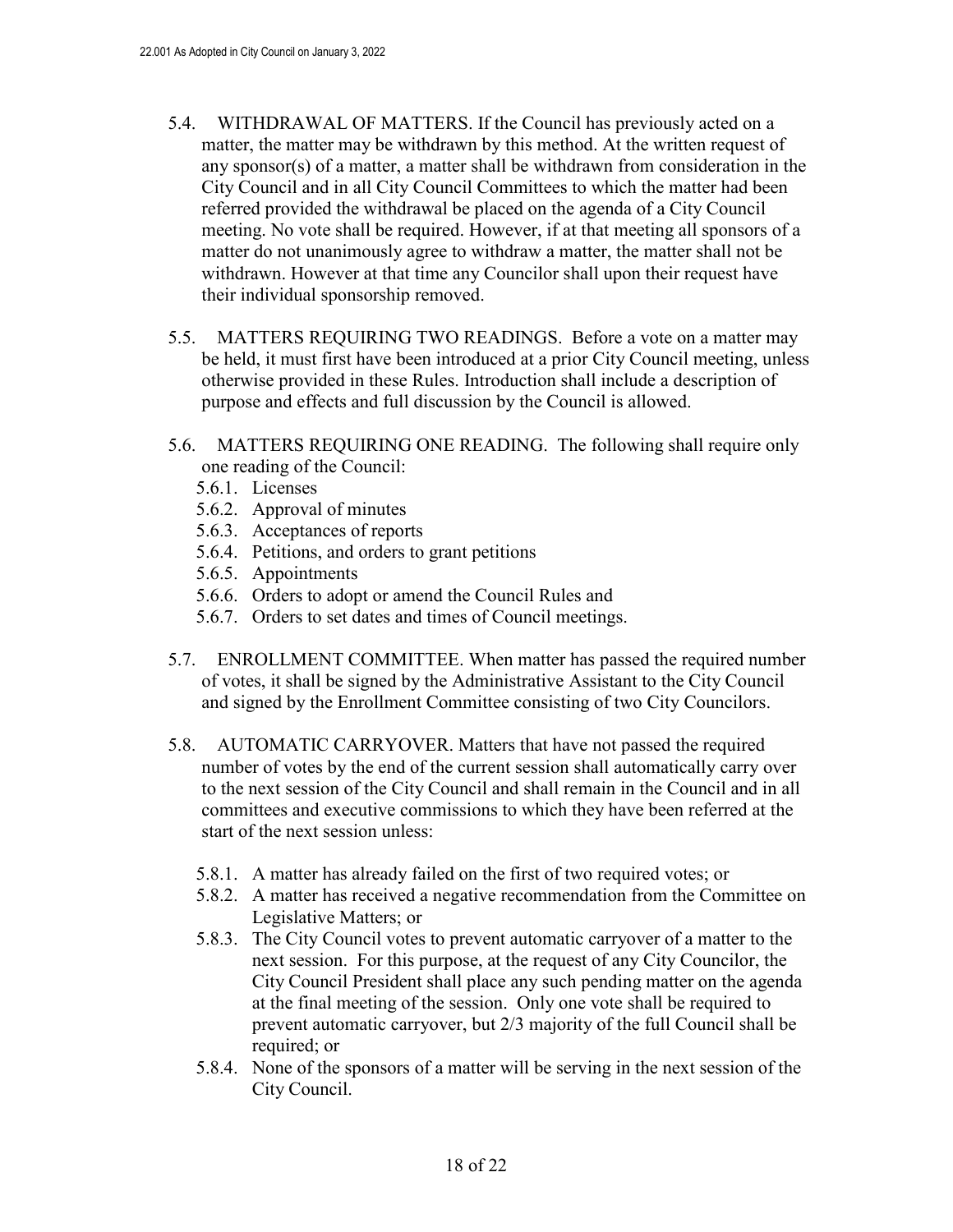5.4. WITHDRAWAL OF MATTERS. If the Council has previously acted on a matter, the matter may be withdrawn by this method. At the written request of any sponsor(s) of a matter, a matter shall be withdrawn from consideration in the City Council and in all City Council Committees to which the matter had been referred provided the withdrawal be placed on the agenda of a City Council meeting. No vote shall be required. However, if at that meeting all sponsors of a matter do not unanimously agree to withdraw a matter, the matter shall not be withdrawn. However at that time any Councilor shall upon their request have their individual sponsorship removed.

5.5. MATTERS REQUIRING TWO READINGS. Before a vote on a matter may be held, it must first have been introduced at a prior City Council meeting, unless otherwise provided in these Rules. Introduction shall include a description of purpose and effects and full discussion by the Council is allowed.

5.6. MATTERS REQUIRING ONE READING. The following shall require only one reading of the Council:

- 5.6.1. Licenses
- 5.6.2. Approval of minutes
- 5.6.3. Acceptances of reports
- 5.6.4. Petitions, and orders to grant petitions
- 5.6.5. Appointments
- 5.6.6. Orders to adopt or amend the Council Rules and
- 5.6.7. Orders to set dates and times of Council meetings.

5.7. ENROLLMENT COMMITTEE. When matter has passed the required number of votes, it shall be signed by the Administrative Assistant to the City Council and signed by the Enrollment Committee consisting of two City Councilors.

5.8. AUTOMATIC CARRYOVER. Matters that have not passed the required number of votes by the end of the current session shall automatically carry over to the next session of the City Council and shall remain in the Council and in all committees and executive commissions to which they have been referred at the start of the next session unless:

- 5.8.1. A matter has already failed on the first of two required votes; or
- 5.8.2. A matter has received a negative recommendation from the Committee on Legislative Matters; or
- 5.8.3. The City Council votes to prevent automatic carryover of a matter to the next session. For this purpose, at the request of any City Councilor, the City Council President shall place any such pending matter on the agenda at the final meeting of the session. Only one vote shall be required to prevent automatic carryover, but 2/3 majority of the full Council shall be required; or
- 5.8.4. None of the sponsors of a matter will be serving in the next session of the City Council.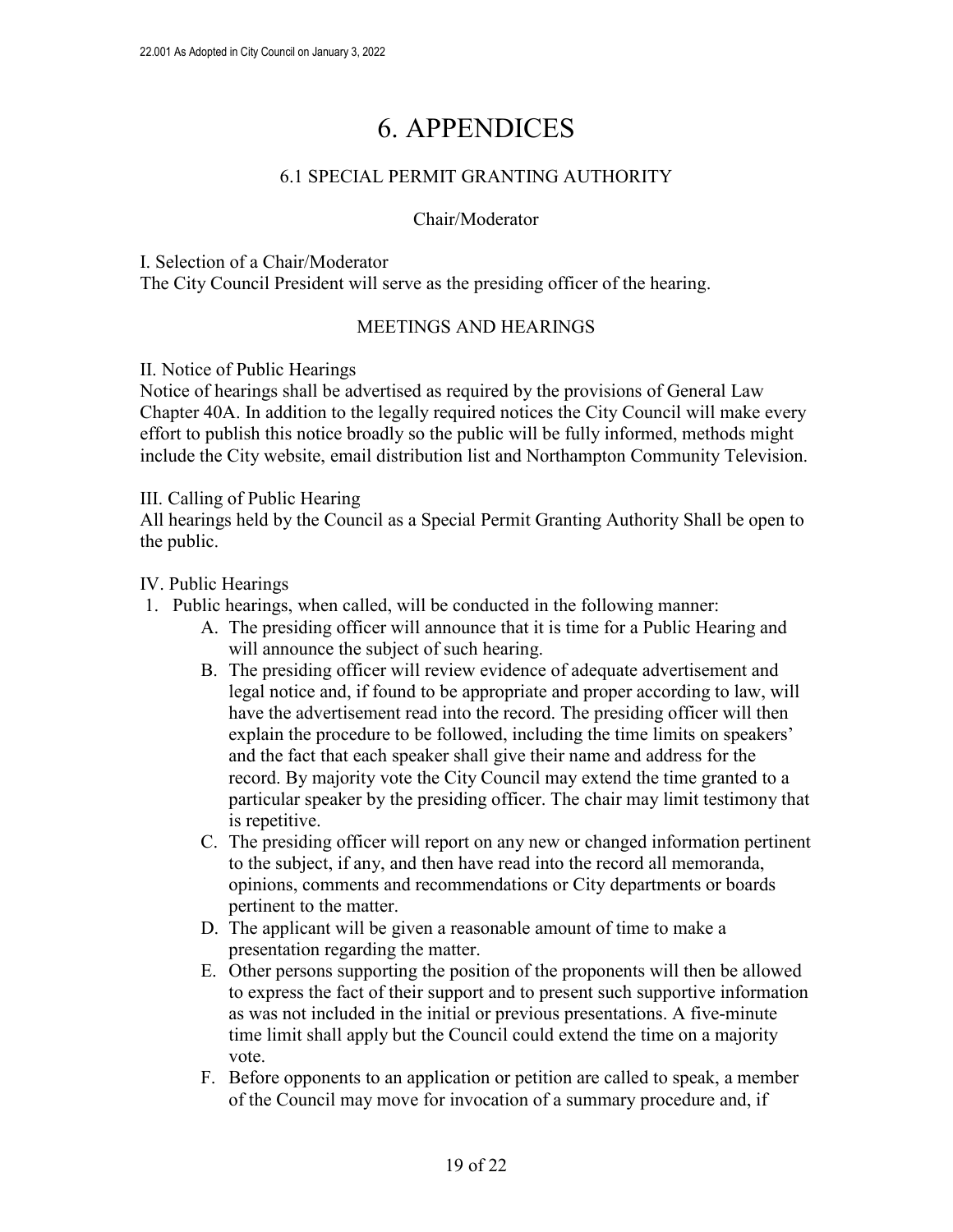# 6. APPENDICES

## 6.1 SPECIAL PERMIT GRANTING AUTHORITY

### Chair/Moderator

I. Selection of a Chair/Moderator
The City Council President will serve as the presiding officer of the hearing.

### MEETINGS AND HEARINGS

II. Notice of Public Hearings
Notice of hearings shall be advertised as required by the provisions of General Law Chapter 40A. In addition to the legally required notices the City Council will make every effort to publish this notice broadly so the public will be fully informed, methods might include the City website, email distribution list and Northampton Community Television.

III. Calling of Public Hearing
All hearings held by the Council as a Special Permit Granting Authority Shall be open to the public.

IV. Public Hearings

1. Public hearings, when called, will be conducted in the following manner:
   - A. The presiding officer will announce that it is time for a Public Hearing and will announce the subject of such hearing.
   - B. The presiding officer will review evidence of adequate advertisement and legal notice and, if found to be appropriate and proper according to law, will have the advertisement read into the record. The presiding officer will then explain the procedure to be followed, including the time limits on speakers' and the fact that each speaker shall give their name and address for the record. By majority vote the City Council may extend the time granted to a particular speaker by the presiding officer. The chair may limit testimony that is repetitive.
   - C. The presiding officer will report on any new or changed information pertinent to the subject, if any, and then have read into the record all memoranda, opinions, comments and recommendations or City departments or boards pertinent to the matter.
   - D. The applicant will be given a reasonable amount of time to make a presentation regarding the matter.
   - E. Other persons supporting the position of the proponents will then be allowed to express the fact of their support and to present such supportive information as was not included in the initial or previous presentations. A five-minute time limit shall apply but the Council could extend the time on a majority vote.
   - F. Before opponents to an application or petition are called to speak, a member of the Council may move for invocation of a summary procedure and, if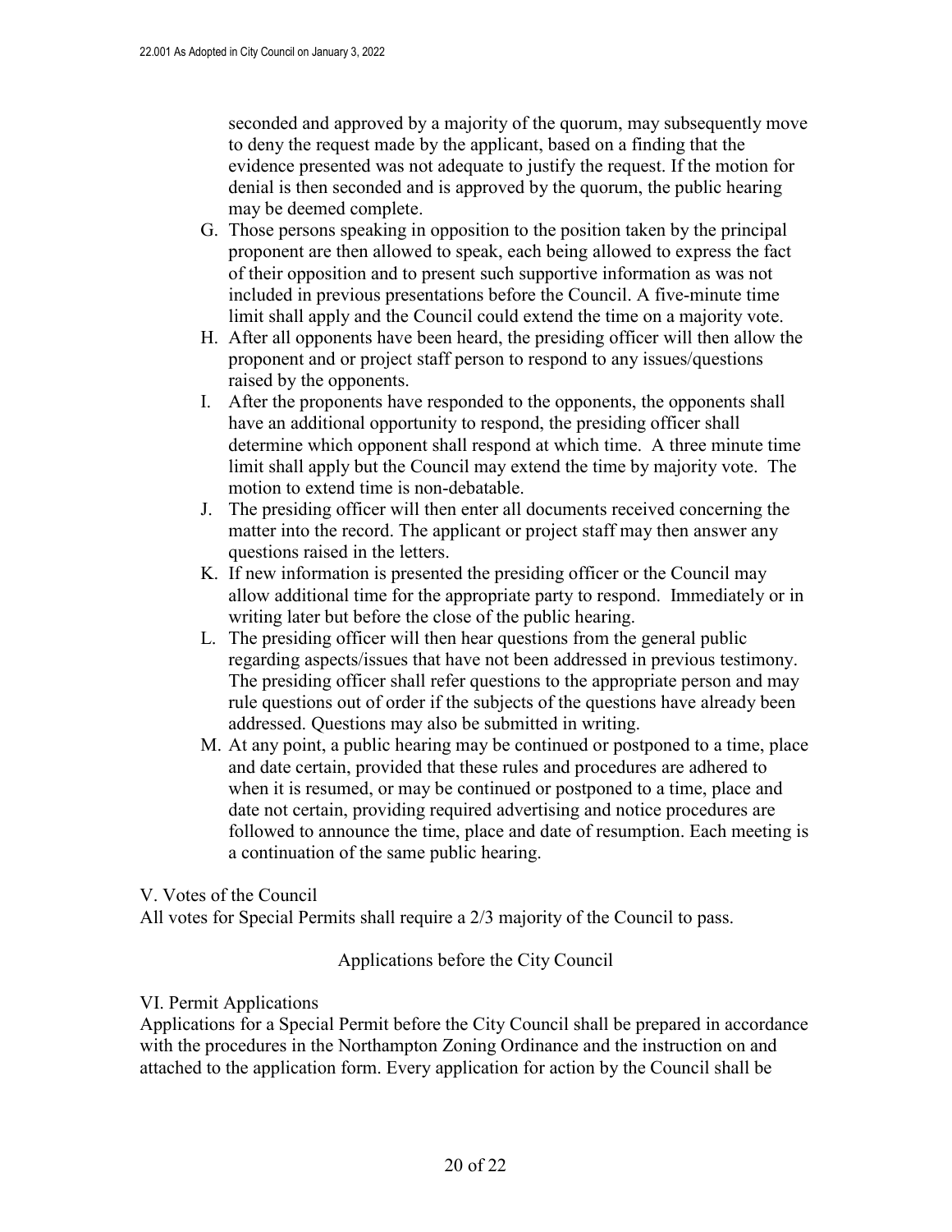seconded and approved by a majority of the quorum, may subsequently move to deny the request made by the applicant, based on a finding that the evidence presented was not adequate to justify the request. If the motion for denial is then seconded and is approved by the quorum, the public hearing may be deemed complete.

G. Those persons speaking in opposition to the position taken by the principal proponent are then allowed to speak, each being allowed to express the fact of their opposition and to present such supportive information as was not included in previous presentations before the Council. A five-minute time limit shall apply and the Council could extend the time on a majority vote.

H. After all opponents have been heard, the presiding officer will then allow the proponent and or project staff person to respond to any issues/questions raised by the opponents.

I. After the proponents have responded to the opponents, the opponents shall have an additional opportunity to respond, the presiding officer shall determine which opponent shall respond at which time. A three minute time limit shall apply but the Council may extend the time by majority vote. The motion to extend time is non-debatable.

J. The presiding officer will then enter all documents received concerning the matter into the record. The applicant or project staff may then answer any questions raised in the letters.

K. If new information is presented the presiding officer or the Council may allow additional time for the appropriate party to respond. Immediately or in writing later but before the close of the public hearing.

L. The presiding officer will then hear questions from the general public regarding aspects/issues that have not been addressed in previous testimony. The presiding officer shall refer questions to the appropriate person and may rule questions out of order if the subjects of the questions have already been addressed. Questions may also be submitted in writing.

M. At any point, a public hearing may be continued or postponed to a time, place and date certain, provided that these rules and procedures are adhered to when it is resumed, or may be continued or postponed to a time, place and date not certain, providing required advertising and notice procedures are followed to announce the time, place and date of resumption. Each meeting is a continuation of the same public hearing.

V. Votes of the Council

All votes for Special Permits shall require a 2/3 majority of the Council to pass.

## Applications before the City Council

VI. Permit Applications

Applications for a Special Permit before the City Council shall be prepared in accordance with the procedures in the Northampton Zoning Ordinance and the instruction on and attached to the application form. Every application for action by the Council shall be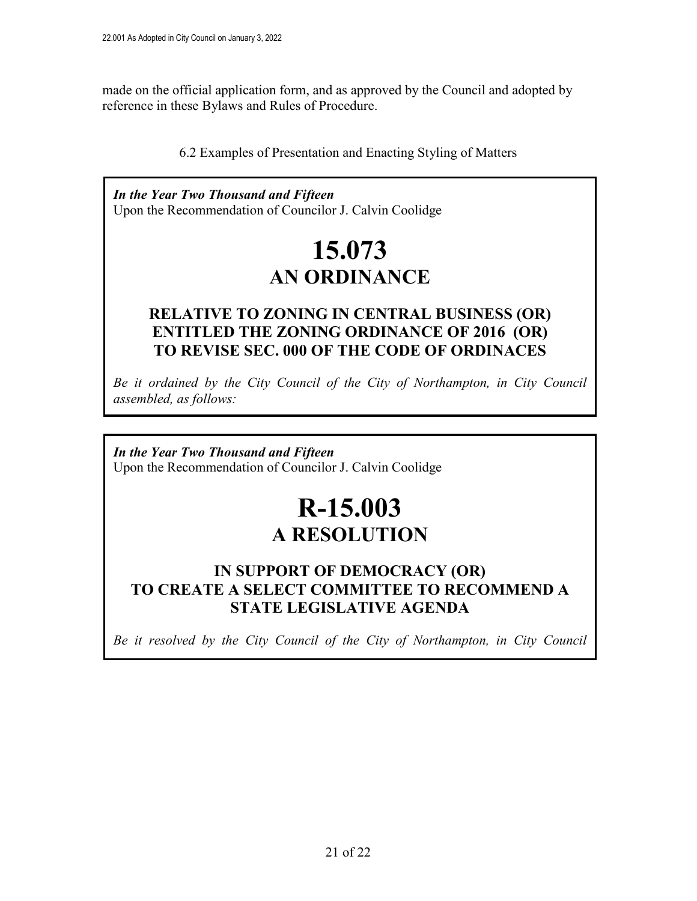made on the official application form, and as approved by the Council and adopted by reference in these Bylaws and Rules of Procedure.

6.2 Examples of Presentation and Enacting Styling of Matters

***In the Year Two Thousand and Fifteen***
Upon the Recommendation of Councilor J. Calvin Coolidge

# 15.073
## AN ORDINANCE

### RELATIVE TO ZONING IN CENTRAL BUSINESS (OR) ENTITLED THE ZONING ORDINANCE OF 2016 (OR) TO REVISE SEC. 000 OF THE CODE OF ORDINACES

*Be it ordained by the City Council of the City of Northampton, in City Council assembled, as follows:*

***In the Year Two Thousand and Fifteen***
Upon the Recommendation of Councilor J. Calvin Coolidge

# R-15.003
## A RESOLUTION

### IN SUPPORT OF DEMOCRACY (OR) TO CREATE A SELECT COMMITTEE TO RECOMMEND A STATE LEGISLATIVE AGENDA

*Be it resolved by the City Council of the City of Northampton, in City Council*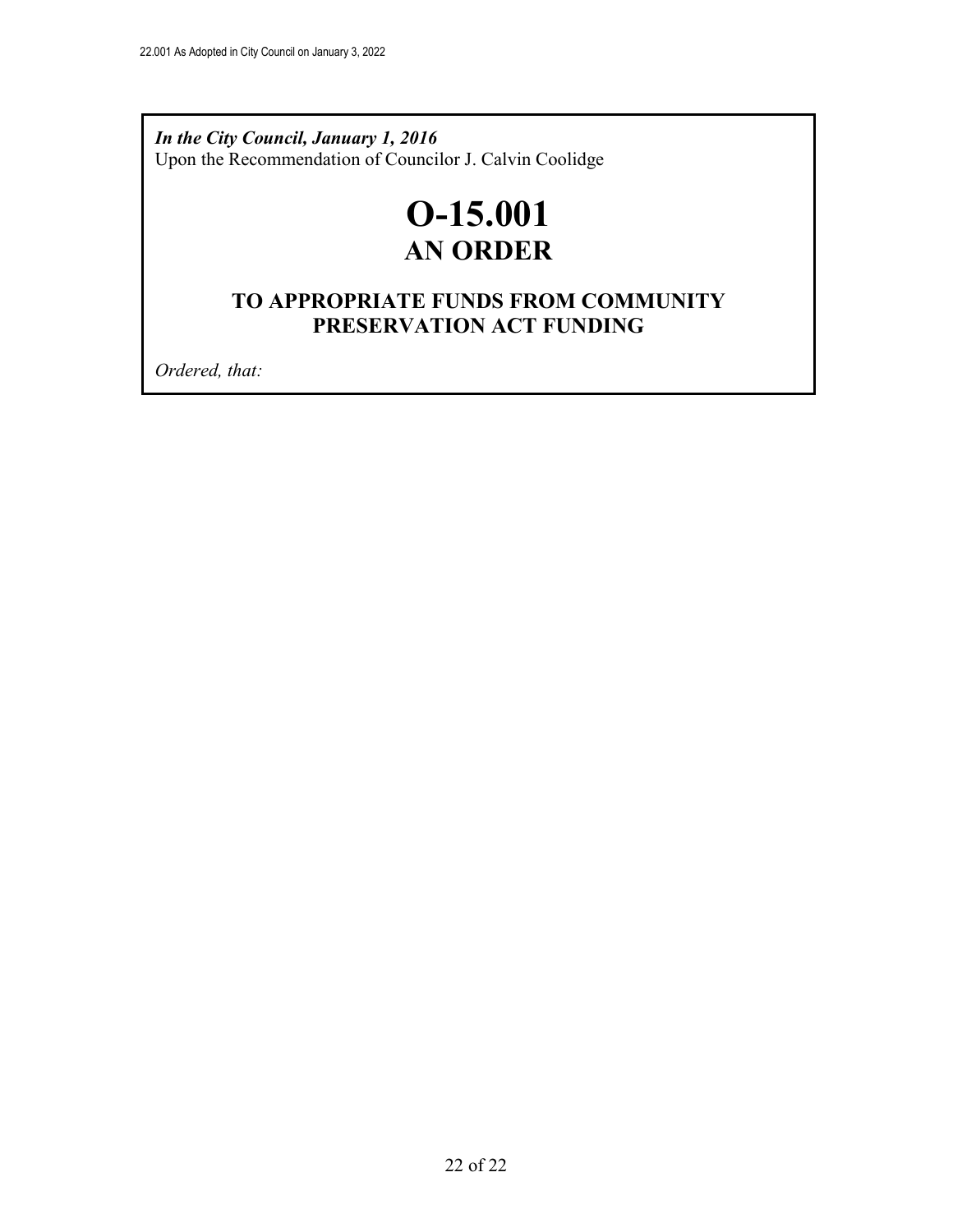***In the City Council, January 1, 2016***
Upon the Recommendation of Councilor J. Calvin Coolidge

# O-15.001
# AN ORDER

## TO APPROPRIATE FUNDS FROM COMMUNITY PRESERVATION ACT FUNDING

*Ordered, that:*